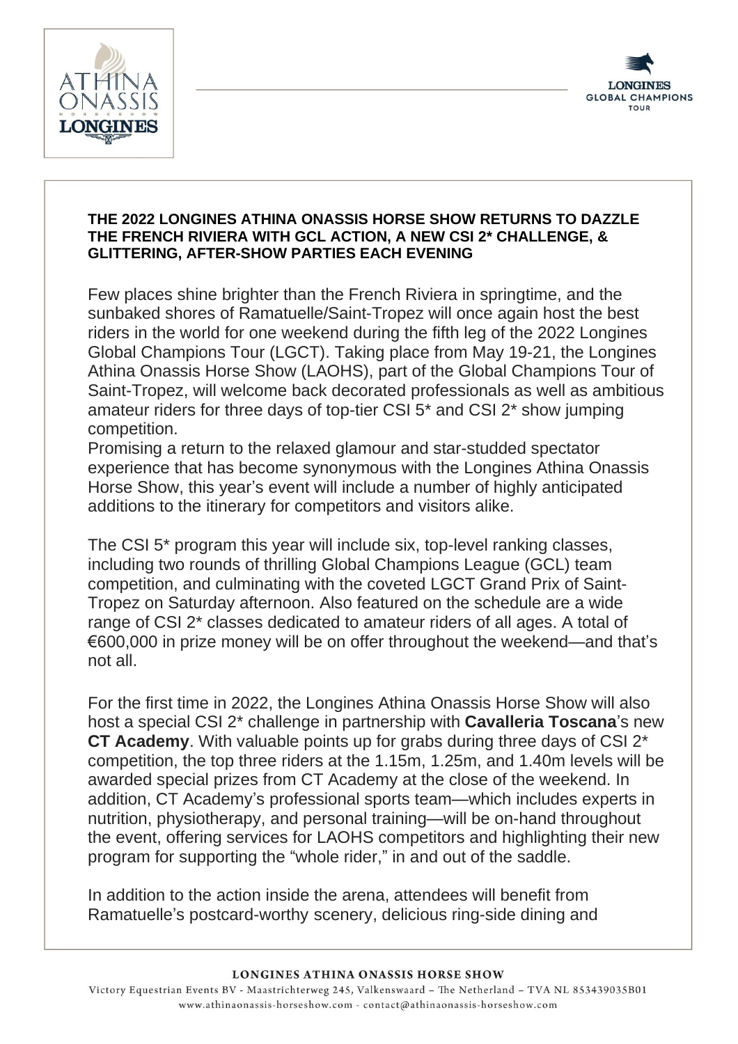**THE 2022 LONGINES ATHINA ONASSIS HORSE SHOW RETURNS TO DAZZLE THE FRENCH RIVIERA WITH GCL ACTION, A NEW CSI 2* CHALLENGE, & GLITTERING, AFTER-SHOW PARTIES EACH EVENING**

Few places shine brighter than the French Riviera in springtime, and the sunbaked shores of Ramatuelle/Saint-Tropez will once again host the best riders in the world for one weekend during the fifth leg of the 2022 Longines Global Champions Tour (LGCT). Taking place from May 19-21, the Longines Athina Onassis Horse Show (LAOHS), part of the Global Champions Tour of Saint-Tropez, will welcome back decorated professionals as well as ambitious amateur riders for three days of top-tier CSI 5* and CSI 2* show jumping competition.

Promising a return to the relaxed glamour and star-studded spectator experience that has become synonymous with the Longines Athina Onassis Horse Show, this year's event will include a number of highly anticipated additions to the itinerary for competitors and visitors alike.

The CSI 5* program this year will include six, top-level ranking classes, including two rounds of thrilling Global Champions League (GCL) team competition, and culminating with the coveted LGCT Grand Prix of Saint-Tropez on Saturday afternoon. Also featured on the schedule are a wide range of CSI 2* classes dedicated to amateur riders of all ages. A total of €600,000 in prize money will be on offer throughout the weekend—and that's not all.

For the first time in 2022, the Longines Athina Onassis Horse Show will also host a special CSI 2* challenge in partnership with **Cavalleria Toscana**'s new **CT Academy**. With valuable points up for grabs during three days of CSI 2* competition, the top three riders at the 1.15m, 1.25m, and 1.40m levels will be awarded special prizes from CT Academy at the close of the weekend. In addition, CT Academy's professional sports team—which includes experts in nutrition, physiotherapy, and personal training—will be on-hand throughout the event, offering services for LAOHS competitors and highlighting their new program for supporting the "whole rider," in and out of the saddle.

In addition to the action inside the arena, attendees will benefit from Ramatuelle's postcard-worthy scenery, delicious ring-side dining and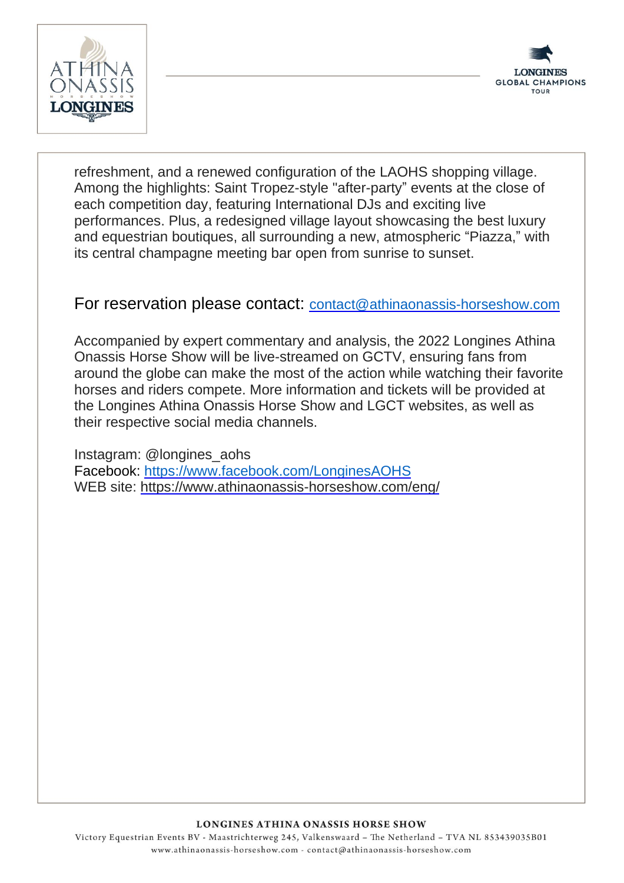refreshment, and a renewed configuration of the LAOHS shopping village. Among the highlights: Saint Tropez-style "after-party" events at the close of each competition day, featuring International DJs and exciting live performances. Plus, a redesigned village layout showcasing the best luxury and equestrian boutiques, all surrounding a new, atmospheric “Piazza,” with its central champagne meeting bar open from sunrise to sunset.

For reservation please contact: contact@athinaonassis-horseshow.com

Accompanied by expert commentary and analysis, the 2022 Longines Athina Onassis Horse Show will be live-streamed on GCTV, ensuring fans from around the globe can make the most of the action while watching their favorite horses and riders compete. More information and tickets will be provided at the Longines Athina Onassis Horse Show and LGCT websites, as well as their respective social media channels.

Instagram: @longines_aohs
Facebook: https://www.facebook.com/LonginesAOHS
WEB site: https://www.athinaonassis-horseshow.com/eng/